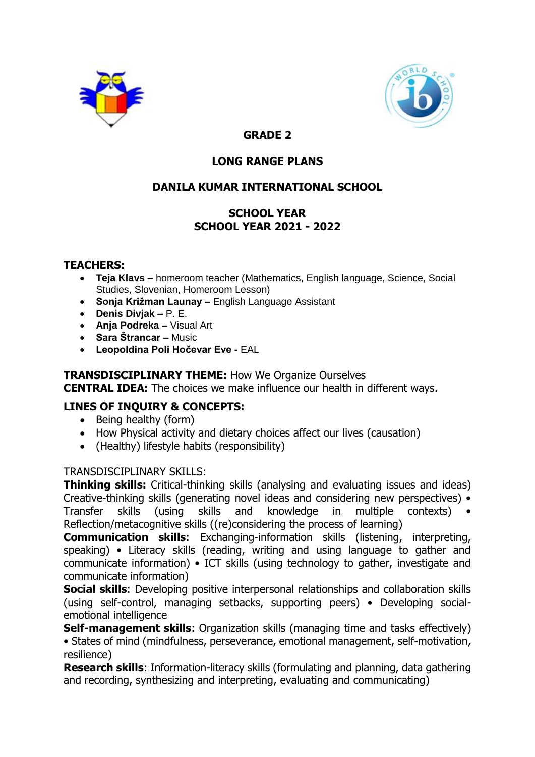# GRADE 2

## LONG RANGE PLANS

## DANILA KUMAR INTERNATIONAL SCHOOL

## SCHOOL YEAR
## SCHOOL YEAR 2021 - 2022

**TEACHERS:**

- **Teja Klavs –** homeroom teacher (Mathematics, English language, Science, Social Studies, Slovenian, Homeroom Lesson)
- **Sonja Križman Launay –** English Language Assistant
- **Denis Divjak –** P. E.
- **Anja Podreka –** Visual Art
- **Sara Štrancar –** Music
- **Leopoldina Poli Hočevar Eve -** EAL

**TRANSDISCIPLINARY THEME:** How We Organize Ourselves
**CENTRAL IDEA:** The choices we make influence our health in different ways.

**LINES OF INQUIRY & CONCEPTS:**

- Being healthy (form)
- How Physical activity and dietary choices affect our lives (causation)
- (Healthy) lifestyle habits (responsibility)

TRANSDISCIPLINARY SKILLS:
**Thinking skills:** Critical-thinking skills (analysing and evaluating issues and ideas) Creative-thinking skills (generating novel ideas and considering new perspectives) • Transfer skills (using skills and knowledge in multiple contexts) • Reflection/metacognitive skills ((re)considering the process of learning)
**Communication skills**: Exchanging-information skills (listening, interpreting, speaking) • Literacy skills (reading, writing and using language to gather and communicate information) • ICT skills (using technology to gather, investigate and communicate information)
**Social skills**: Developing positive interpersonal relationships and collaboration skills (using self-control, managing setbacks, supporting peers) • Developing social-emotional intelligence
**Self-management skills**: Organization skills (managing time and tasks effectively) • States of mind (mindfulness, perseverance, emotional management, self-motivation, resilience)
**Research skills**: Information-literacy skills (formulating and planning, data gathering and recording, synthesizing and interpreting, evaluating and communicating)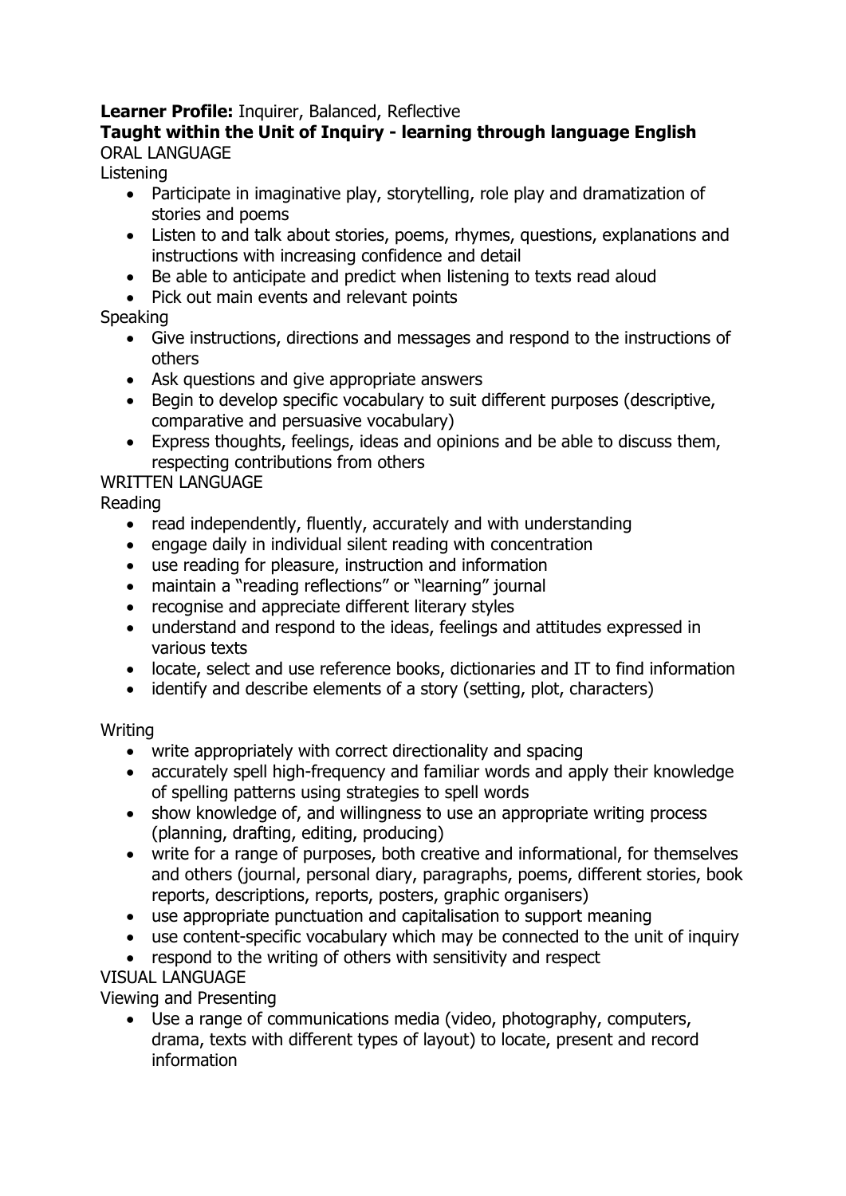**Learner Profile:** Inquirer, Balanced, Reflective

**Taught within the Unit of Inquiry - learning through language English**

ORAL LANGUAGE

Listening

- Participate in imaginative play, storytelling, role play and dramatization of stories and poems
- Listen to and talk about stories, poems, rhymes, questions, explanations and instructions with increasing confidence and detail
- Be able to anticipate and predict when listening to texts read aloud
- Pick out main events and relevant points

Speaking

- Give instructions, directions and messages and respond to the instructions of others
- Ask questions and give appropriate answers
- Begin to develop specific vocabulary to suit different purposes (descriptive, comparative and persuasive vocabulary)
- Express thoughts, feelings, ideas and opinions and be able to discuss them, respecting contributions from others

WRITTEN LANGUAGE

Reading

- read independently, fluently, accurately and with understanding
- engage daily in individual silent reading with concentration
- use reading for pleasure, instruction and information
- maintain a "reading reflections" or "learning" journal
- recognise and appreciate different literary styles
- understand and respond to the ideas, feelings and attitudes expressed in various texts
- locate, select and use reference books, dictionaries and IT to find information
- identify and describe elements of a story (setting, plot, characters)

Writing

- write appropriately with correct directionality and spacing
- accurately spell high-frequency and familiar words and apply their knowledge of spelling patterns using strategies to spell words
- show knowledge of, and willingness to use an appropriate writing process (planning, drafting, editing, producing)
- write for a range of purposes, both creative and informational, for themselves and others (journal, personal diary, paragraphs, poems, different stories, book reports, descriptions, reports, posters, graphic organisers)
- use appropriate punctuation and capitalisation to support meaning
- use content-specific vocabulary which may be connected to the unit of inquiry
- respond to the writing of others with sensitivity and respect

VISUAL LANGUAGE

Viewing and Presenting

- Use a range of communications media (video, photography, computers, drama, texts with different types of layout) to locate, present and record information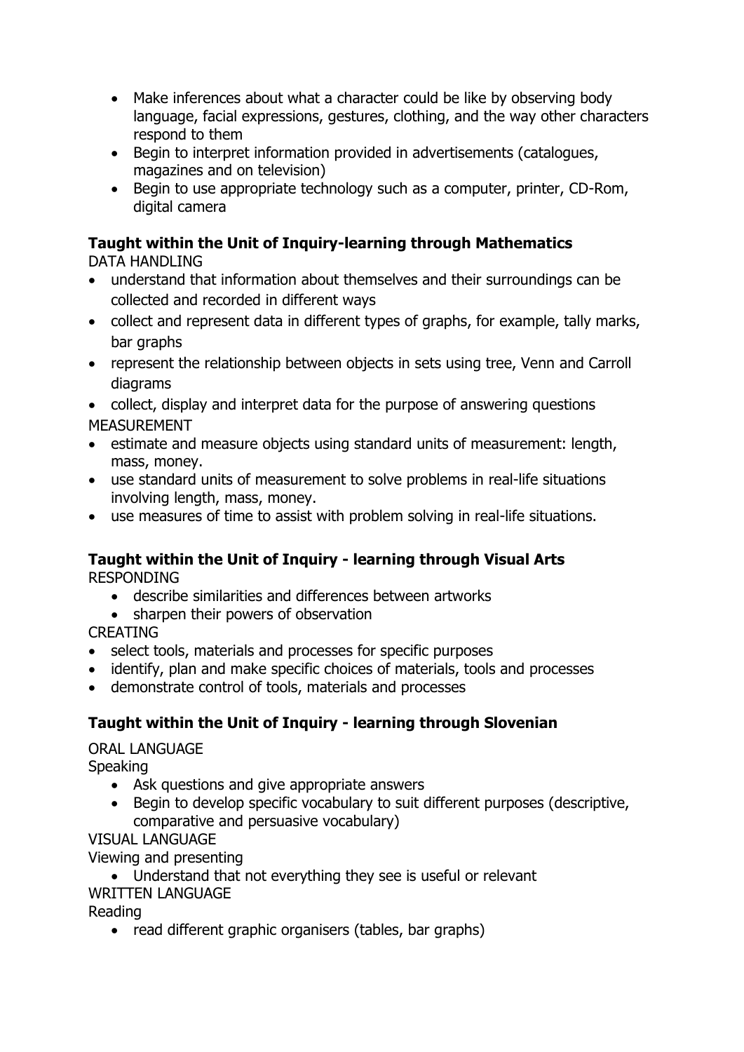- Make inferences about what a character could be like by observing body language, facial expressions, gestures, clothing, and the way other characters respond to them
- Begin to interpret information provided in advertisements (catalogues, magazines and on television)
- Begin to use appropriate technology such as a computer, printer, CD-Rom, digital camera

**Taught within the Unit of Inquiry-learning through Mathematics**

DATA HANDLING

- understand that information about themselves and their surroundings can be collected and recorded in different ways
- collect and represent data in different types of graphs, for example, tally marks, bar graphs
- represent the relationship between objects in sets using tree, Venn and Carroll diagrams
- collect, display and interpret data for the purpose of answering questions

MEASUREMENT

- estimate and measure objects using standard units of measurement: length, mass, money.
- use standard units of measurement to solve problems in real-life situations involving length, mass, money.
- use measures of time to assist with problem solving in real-life situations.

**Taught within the Unit of Inquiry - learning through Visual Arts**

RESPONDING

- describe similarities and differences between artworks
- sharpen their powers of observation

CREATING

- select tools, materials and processes for specific purposes
- identify, plan and make specific choices of materials, tools and processes
- demonstrate control of tools, materials and processes

**Taught within the Unit of Inquiry - learning through Slovenian**

ORAL LANGUAGE

Speaking

- Ask questions and give appropriate answers
- Begin to develop specific vocabulary to suit different purposes (descriptive, comparative and persuasive vocabulary)

VISUAL LANGUAGE

Viewing and presenting

- Understand that not everything they see is useful or relevant

WRITTEN LANGUAGE

Reading

- read different graphic organisers (tables, bar graphs)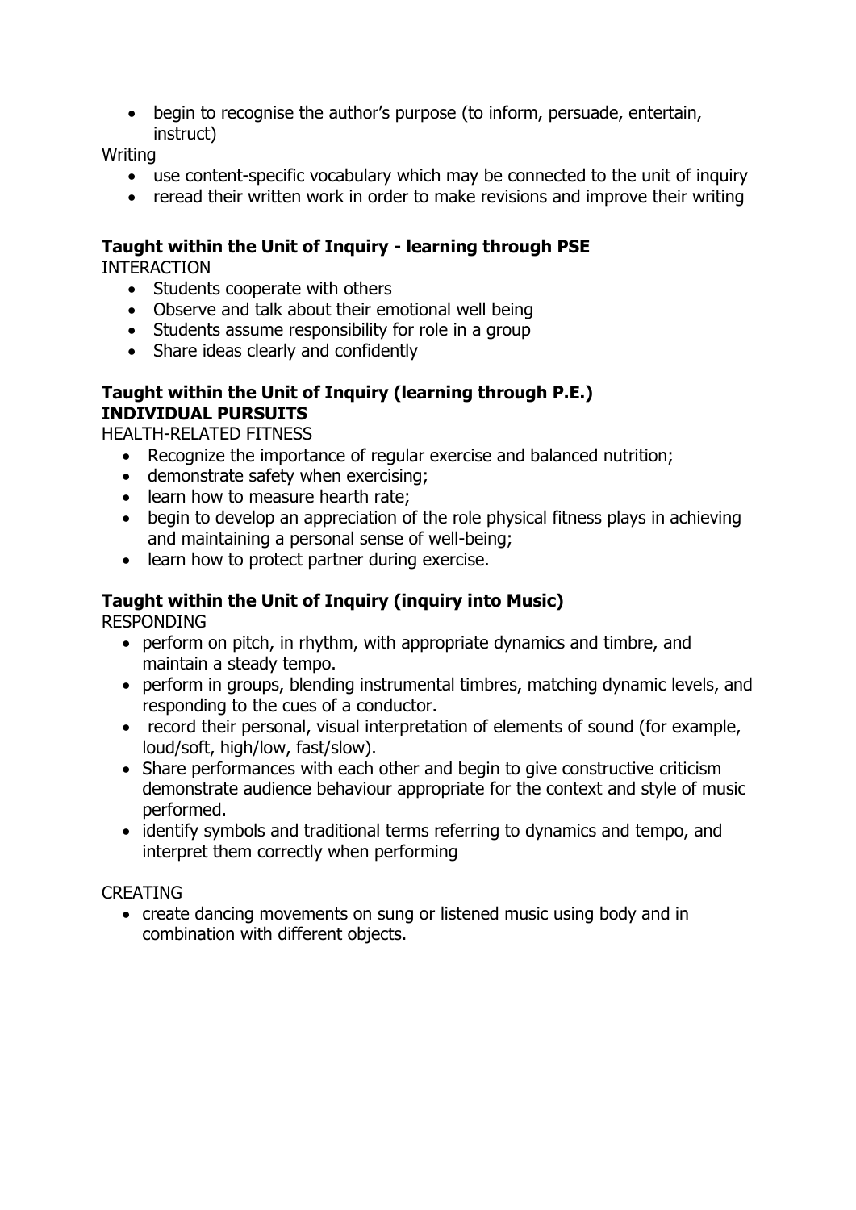- begin to recognise the author's purpose (to inform, persuade, entertain, instruct)

Writing

- use content-specific vocabulary which may be connected to the unit of inquiry
- reread their written work in order to make revisions and improve their writing

**Taught within the Unit of Inquiry - learning through PSE**

INTERACTION

- Students cooperate with others
- Observe and talk about their emotional well being
- Students assume responsibility for role in a group
- Share ideas clearly and confidently

**Taught within the Unit of Inquiry (learning through P.E.)**
**INDIVIDUAL PURSUITS**

HEALTH-RELATED FITNESS

- Recognize the importance of regular exercise and balanced nutrition;
- demonstrate safety when exercising;
- learn how to measure hearth rate;
- begin to develop an appreciation of the role physical fitness plays in achieving and maintaining a personal sense of well-being;
- learn how to protect partner during exercise.

**Taught within the Unit of Inquiry (inquiry into Music)**

RESPONDING

- perform on pitch, in rhythm, with appropriate dynamics and timbre, and maintain a steady tempo.
- perform in groups, blending instrumental timbres, matching dynamic levels, and responding to the cues of a conductor.
- record their personal, visual interpretation of elements of sound (for example, loud/soft, high/low, fast/slow).
- Share performances with each other and begin to give constructive criticism demonstrate audience behaviour appropriate for the context and style of music performed.
- identify symbols and traditional terms referring to dynamics and tempo, and interpret them correctly when performing

CREATING

- create dancing movements on sung or listened music using body and in combination with different objects.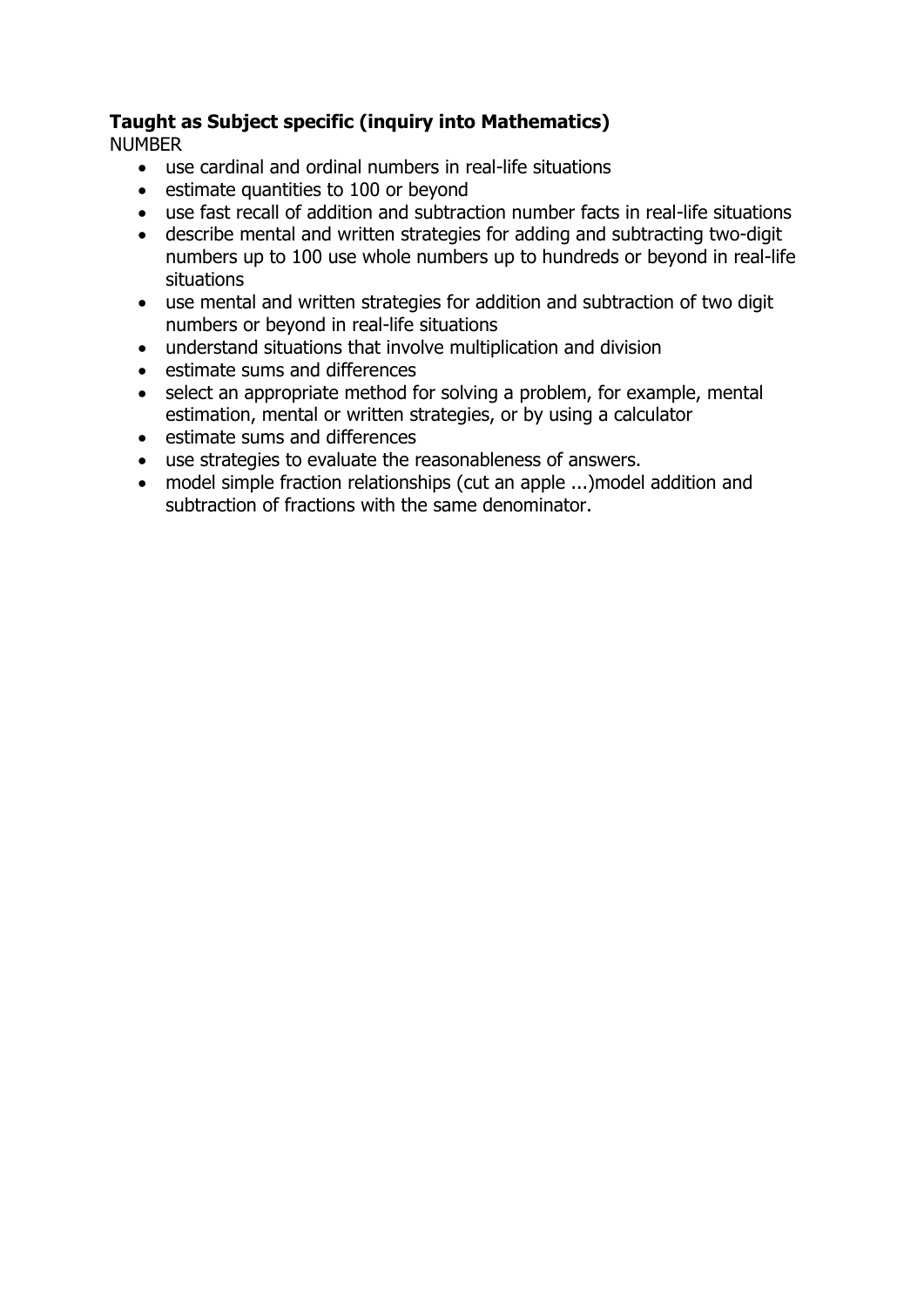**Taught as Subject specific (inquiry into Mathematics)**

NUMBER

- use cardinal and ordinal numbers in real-life situations
- estimate quantities to 100 or beyond
- use fast recall of addition and subtraction number facts in real-life situations
- describe mental and written strategies for adding and subtracting two-digit numbers up to 100 use whole numbers up to hundreds or beyond in real-life situations
- use mental and written strategies for addition and subtraction of two digit numbers or beyond in real-life situations
- understand situations that involve multiplication and division
- estimate sums and differences
- select an appropriate method for solving a problem, for example, mental estimation, mental or written strategies, or by using a calculator
- estimate sums and differences
- use strategies to evaluate the reasonableness of answers.
- model simple fraction relationships (cut an apple ...)model addition and subtraction of fractions with the same denominator.